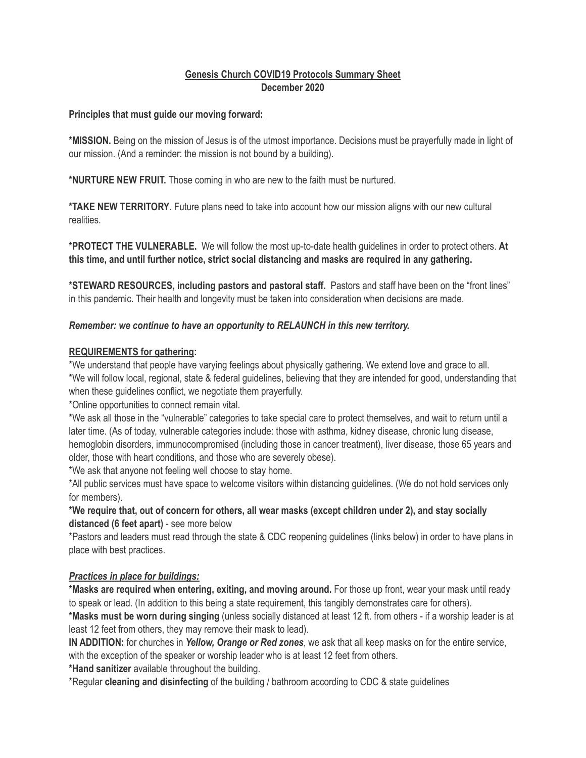# **Genesis Church COVID19 Protocols Summary Sheet**
## **December 2020**

**Principles that must guide our moving forward:**

***MISSION.** Being on the mission of Jesus is of the utmost importance. Decisions must be prayerfully made in light of our mission. (And a reminder: the mission is not bound by a building).

***NURTURE NEW FRUIT.** Those coming in who are new to the faith must be nurtured.

***TAKE NEW TERRITORY**. Future plans need to take into account how our mission aligns with our new cultural realities.

***PROTECT THE VULNERABLE.** We will follow the most up-to-date health guidelines in order to protect others. **At this time, and until further notice, strict social distancing and masks are required in any gathering.**

***STEWARD RESOURCES, including pastors and pastoral staff.** Pastors and staff have been on the "front lines" in this pandemic. Their health and longevity must be taken into consideration when decisions are made.

***Remember: we continue to have an opportunity to RELAUNCH in this new territory.***

**REQUIREMENTS for gathering:**

*We understand that people have varying feelings about physically gathering. We extend love and grace to all.
*We will follow local, regional, state & federal guidelines, believing that they are intended for good, understanding that when these guidelines conflict, we negotiate them prayerfully.
*Online opportunities to connect remain vital.
*We ask all those in the "vulnerable" categories to take special care to protect themselves, and wait to return until a later time. (As of today, vulnerable categories include: those with asthma, kidney disease, chronic lung disease, hemoglobin disorders, immunocompromised (including those in cancer treatment), liver disease, those 65 years and older, those with heart conditions, and those who are severely obese).
*We ask that anyone not feeling well choose to stay home.
*All public services must have space to welcome visitors within distancing guidelines. (We do not hold services only for members).
***We require that, out of concern for others, all wear masks (except children under 2), and stay socially distanced (6 feet apart)** - see more below
*Pastors and leaders must read through the state & CDC reopening guidelines (links below) in order to have plans in place with best practices.

***Practices in place for buildings:***

***Masks are required when entering, exiting, and moving around.** For those up front, wear your mask until ready to speak or lead. (In addition to this being a state requirement, this tangibly demonstrates care for others).
***Masks must be worn during singing** (unless socially distanced at least 12 ft. from others - if a worship leader is at least 12 feet from others, they may remove their mask to lead).
**IN ADDITION:** for churches in ***Yellow, Orange or Red zones***, we ask that all keep masks on for the entire service, with the exception of the speaker or worship leader who is at least 12 feet from others.
***Hand sanitizer** available throughout the building.
*Regular **cleaning and disinfecting** of the building / bathroom according to CDC & state guidelines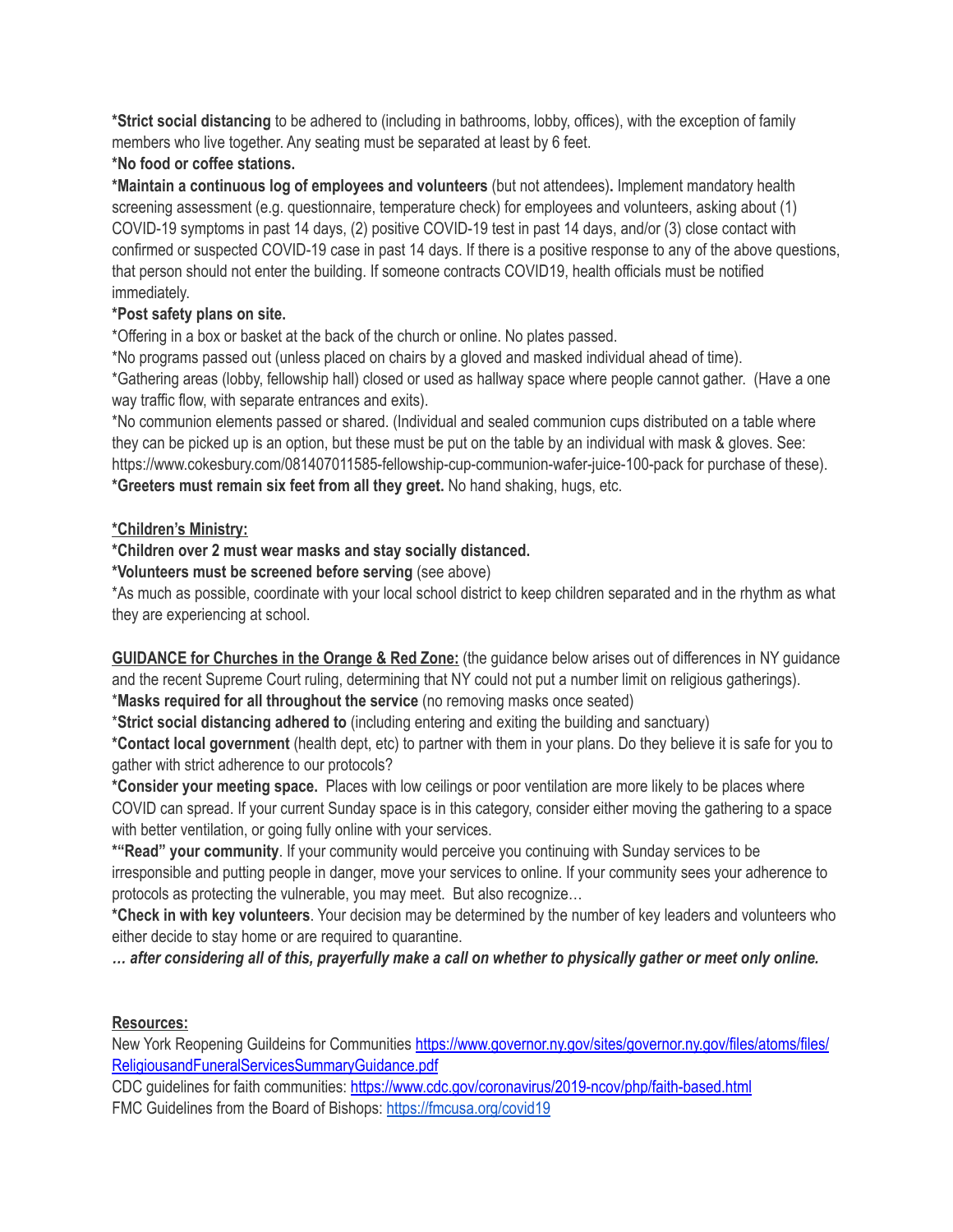***Strict social distancing** to be adhered to (including in bathrooms, lobby, offices), with the exception of family members who live together. Any seating must be separated at least by 6 feet.

***No food or coffee stations.**

***Maintain a continuous log of employees and volunteers** (but not attendees)**.** Implement mandatory health screening assessment (e.g. questionnaire, temperature check) for employees and volunteers, asking about (1) COVID-19 symptoms in past 14 days, (2) positive COVID-19 test in past 14 days, and/or (3) close contact with confirmed or suspected COVID-19 case in past 14 days. If there is a positive response to any of the above questions, that person should not enter the building. If someone contracts COVID19, health officials must be notified immediately.

***Post safety plans on site.**

*Offering in a box or basket at the back of the church or online. No plates passed.

*No programs passed out (unless placed on chairs by a gloved and masked individual ahead of time).

*Gathering areas (lobby, fellowship hall) closed or used as hallway space where people cannot gather. (Have a one way traffic flow, with separate entrances and exits).

*No communion elements passed or shared. (Individual and sealed communion cups distributed on a table where they can be picked up is an option, but these must be put on the table by an individual with mask & gloves. See: https://www.cokesbury.com/081407011585-fellowship-cup-communion-wafer-juice-100-pack for purchase of these).

***Greeters must remain six feet from all they greet.** No hand shaking, hugs, etc.

**<u>*Children's Ministry:</u>**

***Children over 2 must wear masks and stay socially distanced.**

***Volunteers must be screened before serving** (see above)

*As much as possible, coordinate with your local school district to keep children separated and in the rhythm as what they are experiencing at school.

**<u>GUIDANCE for Churches in the Orange & Red Zone:</u>** (the guidance below arises out of differences in NY guidance and the recent Supreme Court ruling, determining that NY could not put a number limit on religious gatherings).

*__Masks required for all throughout the service__ (no removing masks once seated)

*__Strict social distancing adhered to__ (including entering and exiting the building and sanctuary)

***Contact local government** (health dept, etc) to partner with them in your plans. Do they believe it is safe for you to gather with strict adherence to our protocols?

***Consider your meeting space.** Places with low ceilings or poor ventilation are more likely to be places where COVID can spread. If your current Sunday space is in this category, consider either moving the gathering to a space with better ventilation, or going fully online with your services.

***"Read" your community**. If your community would perceive you continuing with Sunday services to be irresponsible and putting people in danger, move your services to online. If your community sees your adherence to protocols as protecting the vulnerable, you may meet. But also recognize…

***Check in with key volunteers**. Your decision may be determined by the number of key leaders and volunteers who either decide to stay home or are required to quarantine.

***… after considering all of this, prayerfully make a call on whether to physically gather or meet only online.***

**<u>Resources:</u>**

New York Reopening Guildeins for Communities [https://www.governor.ny.gov/sites/governor.ny.gov/files/atoms/files/ReligiousandFuneralServicesSummaryGuidance.pdf](https://www.governor.ny.gov/sites/governor.ny.gov/files/atoms/files/ReligiousandFuneralServicesSummaryGuidance.pdf)

CDC guidelines for faith communities: [https://www.cdc.gov/coronavirus/2019-ncov/php/faith-based.html](https://www.cdc.gov/coronavirus/2019-ncov/php/faith-based.html)

FMC Guidelines from the Board of Bishops: [https://fmcusa.org/covid19](https://fmcusa.org/covid19)